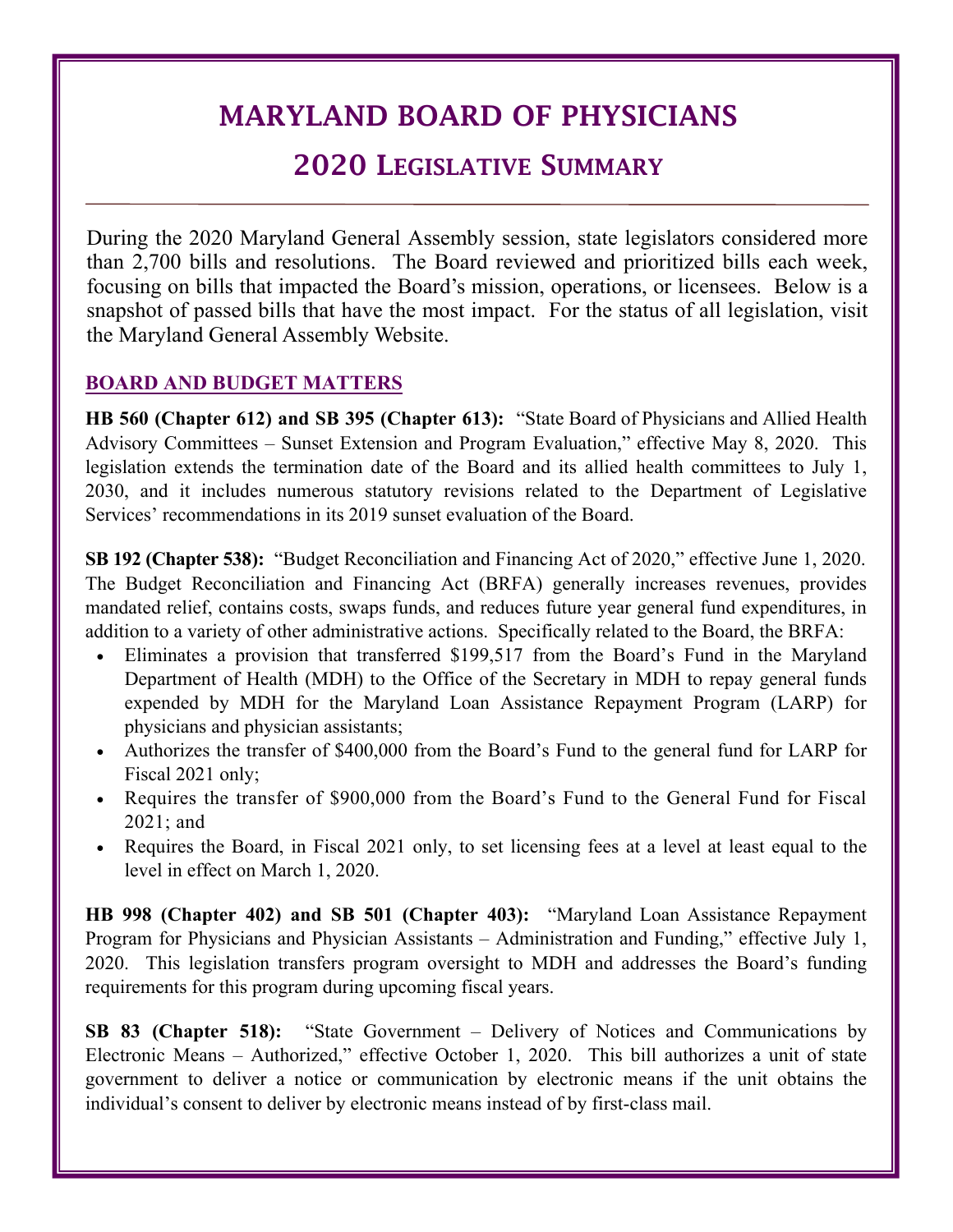# MARYLAND BOARD OF PHYSICIANS

## 2020 Legislative Summary

During the 2020 Maryland General Assembly session, state legislators considered more than 2,700 bills and resolutions. The Board reviewed and prioritized bills each week, focusing on bills that impacted the Board's mission, operations, or licensees. Below is a snapshot of passed bills that have the most impact. For the status of all legislation, visit the Maryland General Assembly Website.

### BOARD AND BUDGET MATTERS

**HB 560 (Chapter 612) and SB 395 (Chapter 613):** "State Board of Physicians and Allied Health Advisory Committees – Sunset Extension and Program Evaluation," effective May 8, 2020. This legislation extends the termination date of the Board and its allied health committees to July 1, 2030, and it includes numerous statutory revisions related to the Department of Legislative Services' recommendations in its 2019 sunset evaluation of the Board.

**SB 192 (Chapter 538):** "Budget Reconciliation and Financing Act of 2020," effective June 1, 2020. The Budget Reconciliation and Financing Act (BRFA) generally increases revenues, provides mandated relief, contains costs, swaps funds, and reduces future year general fund expenditures, in addition to a variety of other administrative actions. Specifically related to the Board, the BRFA:

- Eliminates a provision that transferred $199,517 from the Board's Fund in the Maryland Department of Health (MDH) to the Office of the Secretary in MDH to repay general funds expended by MDH for the Maryland Loan Assistance Repayment Program (LARP) for physicians and physician assistants;
- Authorizes the transfer of $400,000 from the Board's Fund to the general fund for LARP for Fiscal 2021 only;
- Requires the transfer of $900,000 from the Board's Fund to the General Fund for Fiscal 2021; and
- Requires the Board, in Fiscal 2021 only, to set licensing fees at a level at least equal to the level in effect on March 1, 2020.

**HB 998 (Chapter 402) and SB 501 (Chapter 403):** "Maryland Loan Assistance Repayment Program for Physicians and Physician Assistants – Administration and Funding," effective July 1, 2020. This legislation transfers program oversight to MDH and addresses the Board's funding requirements for this program during upcoming fiscal years.

**SB 83 (Chapter 518):** "State Government – Delivery of Notices and Communications by Electronic Means – Authorized," effective October 1, 2020. This bill authorizes a unit of state government to deliver a notice or communication by electronic means if the unit obtains the individual's consent to deliver by electronic means instead of by first-class mail.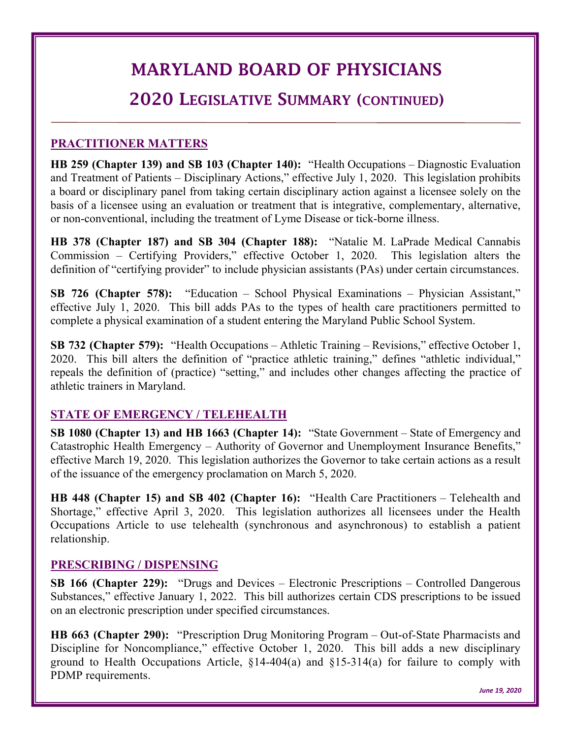# MARYLAND BOARD OF PHYSICIANS

## 2020 Legislative Summary (continued)

### PRACTITIONER MATTERS

**HB 259 (Chapter 139) and SB 103 (Chapter 140):** "Health Occupations – Diagnostic Evaluation and Treatment of Patients – Disciplinary Actions," effective July 1, 2020. This legislation prohibits a board or disciplinary panel from taking certain disciplinary action against a licensee solely on the basis of a licensee using an evaluation or treatment that is integrative, complementary, alternative, or non-conventional, including the treatment of Lyme Disease or tick-borne illness.

**HB 378 (Chapter 187) and SB 304 (Chapter 188):** "Natalie M. LaPrade Medical Cannabis Commission – Certifying Providers," effective October 1, 2020. This legislation alters the definition of "certifying provider" to include physician assistants (PAs) under certain circumstances.

**SB 726 (Chapter 578):** "Education – School Physical Examinations – Physician Assistant," effective July 1, 2020. This bill adds PAs to the types of health care practitioners permitted to complete a physical examination of a student entering the Maryland Public School System.

**SB 732 (Chapter 579):** "Health Occupations – Athletic Training – Revisions," effective October 1, 2020. This bill alters the definition of "practice athletic training," defines "athletic individual," repeals the definition of (practice) "setting," and includes other changes affecting the practice of athletic trainers in Maryland.

### STATE OF EMERGENCY / TELEHEALTH

**SB 1080 (Chapter 13) and HB 1663 (Chapter 14):** "State Government – State of Emergency and Catastrophic Health Emergency – Authority of Governor and Unemployment Insurance Benefits," effective March 19, 2020. This legislation authorizes the Governor to take certain actions as a result of the issuance of the emergency proclamation on March 5, 2020.

**HB 448 (Chapter 15) and SB 402 (Chapter 16):** "Health Care Practitioners – Telehealth and Shortage," effective April 3, 2020. This legislation authorizes all licensees under the Health Occupations Article to use telehealth (synchronous and asynchronous) to establish a patient relationship.

### PRESCRIBING / DISPENSING

**SB 166 (Chapter 229):** "Drugs and Devices – Electronic Prescriptions – Controlled Dangerous Substances," effective January 1, 2022. This bill authorizes certain CDS prescriptions to be issued on an electronic prescription under specified circumstances.

**HB 663 (Chapter 290):** "Prescription Drug Monitoring Program – Out-of-State Pharmacists and Discipline for Noncompliance," effective October 1, 2020. This bill adds a new disciplinary ground to Health Occupations Article, §14-404(a) and §15-314(a) for failure to comply with PDMP requirements.

*June 19, 2020*